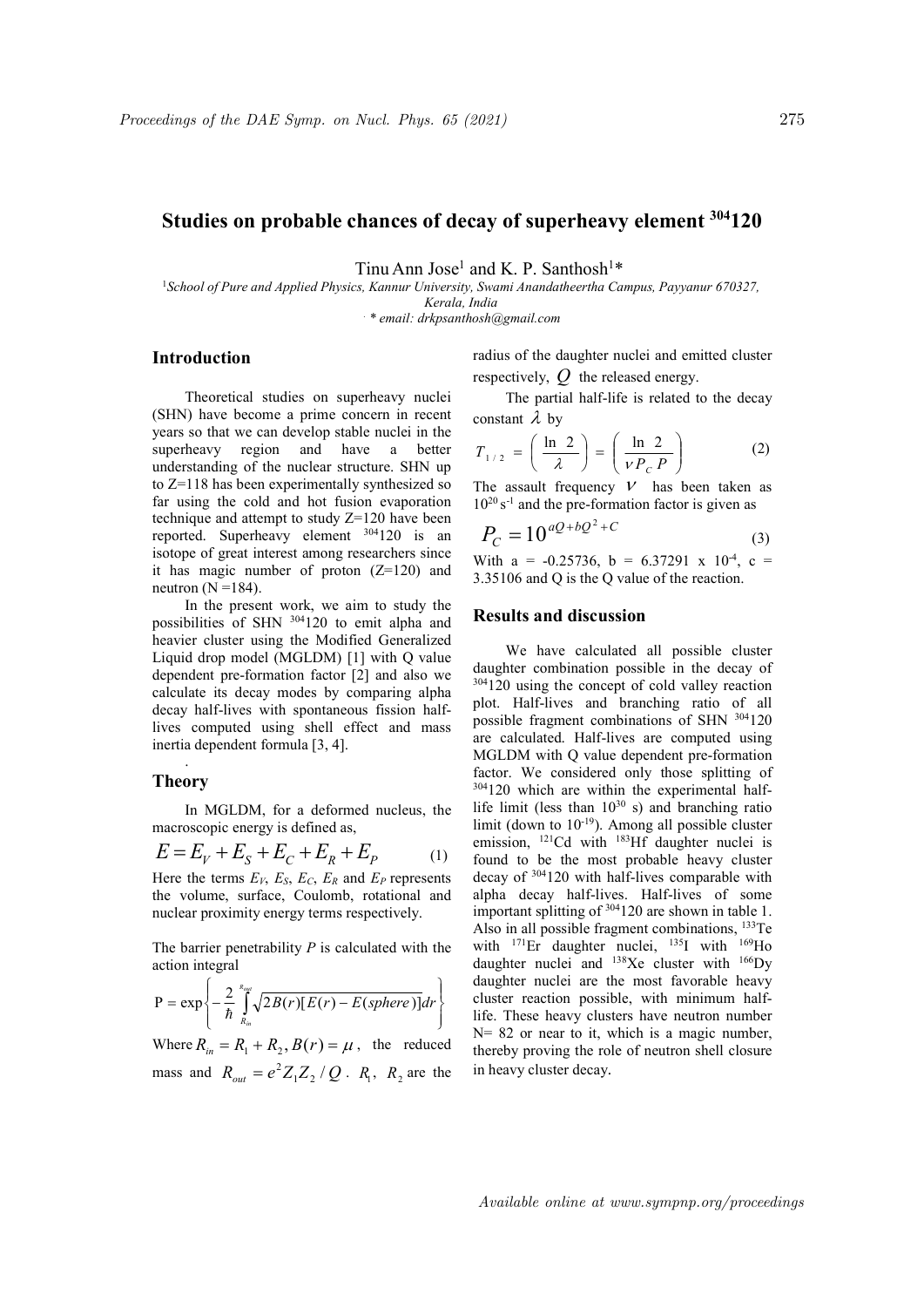# Studies on probable chances of decay of superheavy element $^{304}120$

Tinu Ann Jose[1] and K. P. Santhosh[1]*

[1]School of Pure and Applied Physics, Kannur University, Swami Anandatheertha Campus, Payyanur 670327, Kerala, India

* email: drkpsanthosh@gmail.com

## Introduction

Theoretical studies on superheavy nuclei (SHN) have become a prime concern in recent years so that we can develop stable nuclei in the superheavy region and have a better understanding of the nuclear structure. SHN up to Z=118 has been experimentally synthesized so far using the cold and hot fusion evaporation technique and attempt to study Z=120 have been reported. Superheavy element $^{304}120$ is an isotope of great interest among researchers since it has magic number of proton (Z=120) and neutron (N =184).

In the present work, we aim to study the possibilities of SHN $^{304}120$ to emit alpha and heavier cluster using the Modified Generalized Liquid drop model (MGLDM) [1] with Q value dependent pre-formation factor [2] and also we calculate its decay modes by comparing alpha decay half-lives with spontaneous fission half-lives computed using shell effect and mass inertia dependent formula [3, 4].

## Theory

In MGLDM, for a deformed nucleus, the macroscopic energy is defined as,

$$E = E_V + E_S + E_C + E_R + E_P \qquad (1)$$

Here the terms $E_V$, $E_S$, $E_C$, $E_R$ and $E_P$ represents the volume, surface, Coulomb, rotational and nuclear proximity energy terms respectively.

The barrier penetrability $P$ is calculated with the action integral

$$P = \exp\left\{-\frac{2}{\hbar}\int_{R_{in}}^{R_{out}} \sqrt{2B(r)[E(r) - E(sphere)]}\,dr\right\}$$

Where $R_{in} = R_1 + R_2, B(r) = \mu$, the reduced mass and $R_{out} = e^2 Z_1 Z_2 / Q$. $R_1$, $R_2$ are the radius of the daughter nuclei and emitted cluster respectively, $Q$ the released energy.

The partial half-life is related to the decay constant $\lambda$ by

$$T_{1/2} = \left(\frac{\ln 2}{\lambda}\right) = \left(\frac{\ln 2}{\nu P_C P}\right) \qquad (2)$$

The assault frequency $\nu$ has been taken as $10^{20}\ s^{-1}$ and the pre-formation factor is given as

$$P_C = 10^{aQ + bQ^2 + C} \qquad (3)$$

With a = -0.25736, b = 6.37291 x $10^{-4}$, c = 3.35106 and Q is the Q value of the reaction.

## Results and discussion

We have calculated all possible cluster daughter combination possible in the decay of $^{304}120$ using the concept of cold valley reaction plot. Half-lives and branching ratio of all possible fragment combinations of SHN $^{304}120$ are calculated. Half-lives are computed using MGLDM with Q value dependent pre-formation factor. We considered only those splitting of $^{304}120$ which are within the experimental half-life limit (less than $10^{30}$ s) and branching ratio limit (down to $10^{-19}$). Among all possible cluster emission, $^{121}$Cd with $^{183}$Hf daughter nuclei is found to be the most probable heavy cluster decay of $^{304}120$ with half-lives comparable with alpha decay half-lives. Half-lives of some important splitting of $^{304}120$ are shown in table 1. Also in all possible fragment combinations, $^{133}$Te with $^{171}$Er daughter nuclei, $^{135}$I with $^{169}$Ho daughter nuclei and $^{138}$Xe cluster with $^{166}$Dy daughter nuclei are the most favorable heavy cluster reaction possible, with minimum half-life. These heavy clusters have neutron number N= 82 or near to it, which is a magic number, thereby proving the role of neutron shell closure in heavy cluster decay.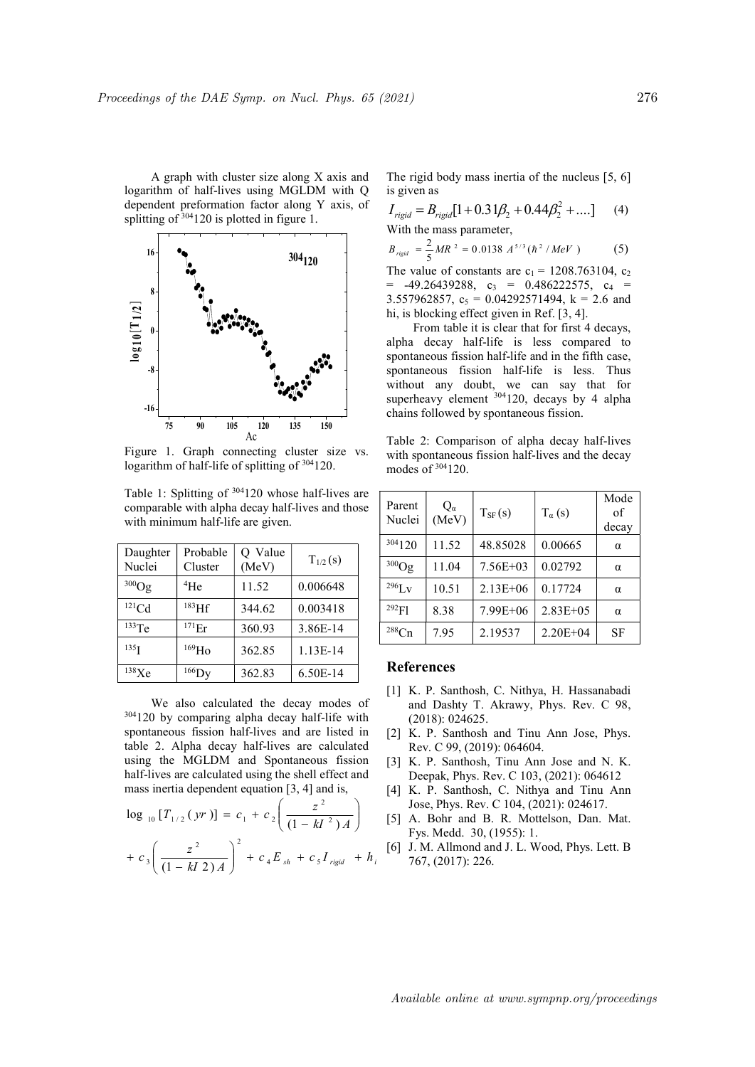A graph with cluster size along X axis and logarithm of half-lives using MGLDM with Q dependent preformation factor along Y axis, of splitting of $^{304}120$ is plotted in figure 1.

$^{304}120$

log10[T1/2]

Ac

16
8
0
-8
-16

75 90 105 120 135 150

Figure 1. Graph connecting cluster size vs. logarithm of half-life of splitting of $^{304}120$.

Table 1: Splitting of $^{304}120$ whose half-lives are comparable with alpha decay half-lives and those with minimum half-life are given.

| Daughter Nuclei | Probable Cluster | Q Value (MeV) | $T_{1/2}$ (s) |
|---|---|---|---|
| $^{300}$Og | $^{4}$He | 11.52 | 0.006648 |
| $^{121}$Cd | $^{183}$Hf | 344.62 | 0.003418 |
| $^{133}$Te | $^{171}$Er | 360.93 | 3.86E-14 |
| $^{135}$I | $^{169}$Ho | 362.85 | 1.13E-14 |
| $^{138}$Xe | $^{166}$Dy | 362.83 | 6.50E-14 |

We also calculated the decay modes of $^{304}120$ by comparing alpha decay half-life with spontaneous fission half-lives and are listed in table 2. Alpha decay half-lives are calculated using the MGLDM and Spontaneous fission half-lives are calculated using the shell effect and mass inertia dependent equation [3, 4] and is,

$$\log_{10}[T_{1/2}(yr)] = c_1 + c_2\left(\frac{z^2}{(1-kI^2)A}\right) + c_3\left(\frac{z^2}{(1-kI2)A}\right)^2 + c_4 E_{sh} + c_5 I_{rigid} + h_i$$

The rigid body mass inertia of the nucleus [5, 6] is given as

$$I_{rigid} = B_{rigid}[1 + 0.31\beta_2 + 0.44\beta_2^2 + ....] \quad (4)$$

With the mass parameter,

$$B_{rigid} = \frac{2}{5}MR^2 = 0.0138\, A^{5/3}(\hbar^2 / MeV) \quad (5)$$

The value of constants are $c_1$ = 1208.763104, $c_2$ = -49.26439288, $c_3$ = 0.486222575, $c_4$ = 3.557962857, $c_5$ = 0.04292571494, k = 2.6 and hi, is blocking effect given in Ref. [3, 4].

From table it is clear that for first 4 decays, alpha decay half-life is less compared to spontaneous fission half-life and in the fifth case, spontaneous fission half-life is less. Thus without any doubt, we can say that for superheavy element $^{304}120$, decays by 4 alpha chains followed by spontaneous fission.

Table 2: Comparison of alpha decay half-lives with spontaneous fission half-lives and the decay modes of $^{304}120$.

| Parent Nuclei | $Q_\alpha$ (MeV) | $T_{SF}$ (s) | $T_\alpha$ (s) | Mode of decay |
|---|---|---|---|---|
| $^{304}$120 | 11.52 | 48.85028 | 0.00665 | α |
| $^{300}$Og | 11.04 | 7.56E+03 | 0.02792 | α |
| $^{296}$Lv | 10.51 | 2.13E+06 | 0.17724 | α |
| $^{292}$Fl | 8.38 | 7.99E+06 | 2.83E+05 | α |
| $^{288}$Cn | 7.95 | 2.19537 | 2.20E+04 | SF |

## References

[1] K. P. Santhosh, C. Nithya, H. Hassanabadi and Dashty T. Akrawy, Phys. Rev. C 98, (2018): 024625.

[2] K. P. Santhosh and Tinu Ann Jose, Phys. Rev. C 99, (2019): 064604.

[3] K. P. Santhosh, Tinu Ann Jose and N. K. Deepak, Phys. Rev. C 103, (2021): 064612

[4] K. P. Santhosh, C. Nithya and Tinu Ann Jose, Phys. Rev. C 104, (2021): 024617.

[5] A. Bohr and B. R. Mottelson, Dan. Mat. Fys. Medd. 30, (1955): 1.

[6] J. M. Allmond and J. L. Wood, Phys. Lett. B 767, (2017): 226.